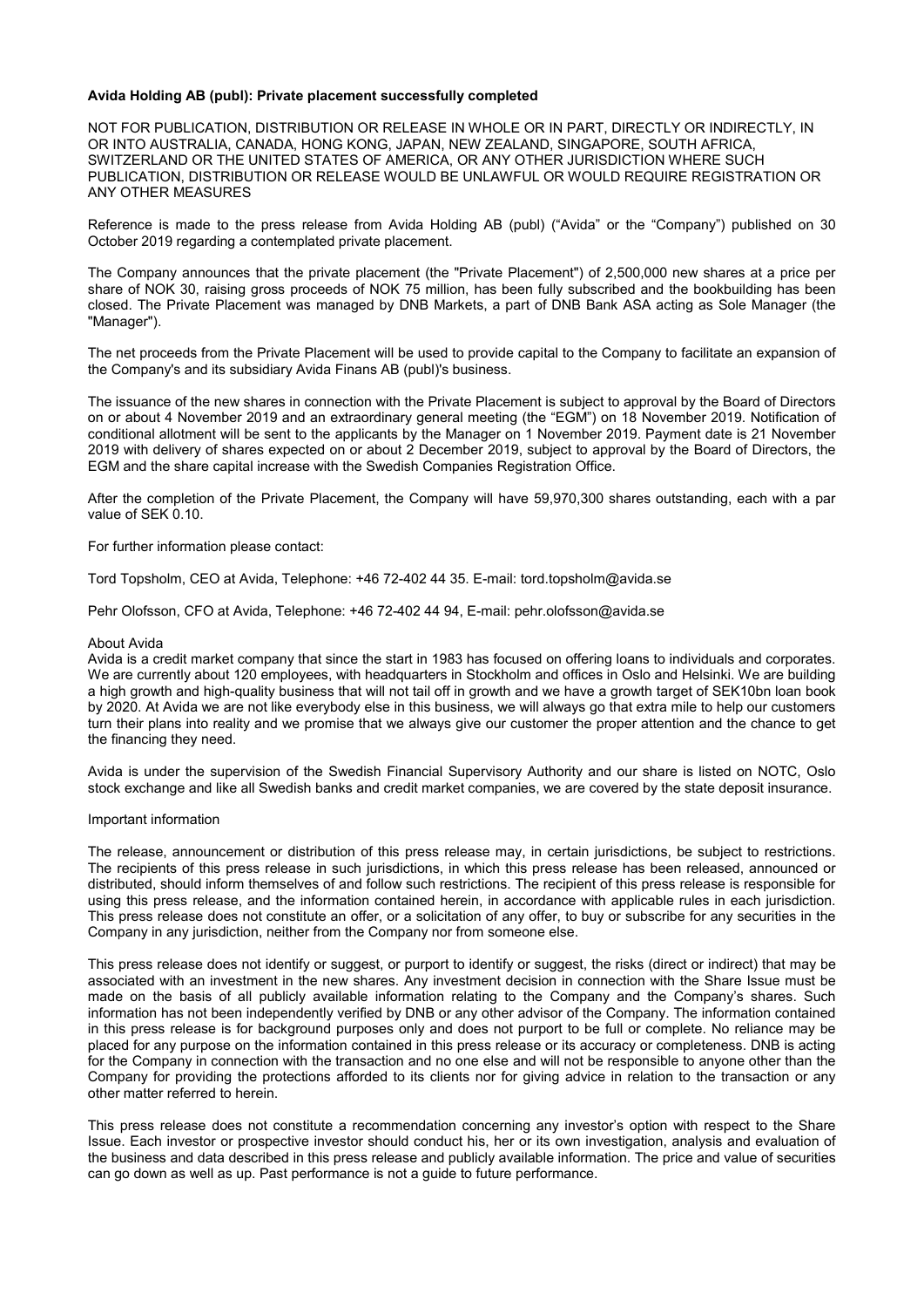**Avida Holding AB (publ): Private placement successfully completed**

NOT FOR PUBLICATION, DISTRIBUTION OR RELEASE IN WHOLE OR IN PART, DIRECTLY OR INDIRECTLY, IN OR INTO AUSTRALIA, CANADA, HONG KONG, JAPAN, NEW ZEALAND, SINGAPORE, SOUTH AFRICA, SWITZERLAND OR THE UNITED STATES OF AMERICA, OR ANY OTHER JURISDICTION WHERE SUCH PUBLICATION, DISTRIBUTION OR RELEASE WOULD BE UNLAWFUL OR WOULD REQUIRE REGISTRATION OR ANY OTHER MEASURES

Reference is made to the press release from Avida Holding AB (publ) ("Avida" or the "Company") published on 30 October 2019 regarding a contemplated private placement.

The Company announces that the private placement (the "Private Placement") of 2,500,000 new shares at a price per share of NOK 30, raising gross proceeds of NOK 75 million, has been fully subscribed and the bookbuilding has been closed. The Private Placement was managed by DNB Markets, a part of DNB Bank ASA acting as Sole Manager (the "Manager").

The net proceeds from the Private Placement will be used to provide capital to the Company to facilitate an expansion of the Company's and its subsidiary Avida Finans AB (publ)'s business.

The issuance of the new shares in connection with the Private Placement is subject to approval by the Board of Directors on or about 4 November 2019 and an extraordinary general meeting (the "EGM") on 18 November 2019. Notification of conditional allotment will be sent to the applicants by the Manager on 1 November 2019. Payment date is 21 November 2019 with delivery of shares expected on or about 2 December 2019, subject to approval by the Board of Directors, the EGM and the share capital increase with the Swedish Companies Registration Office.

After the completion of the Private Placement, the Company will have 59,970,300 shares outstanding, each with a par value of SEK 0.10.

For further information please contact:

Tord Topsholm, CEO at Avida, Telephone: +46 72-402 44 35. E-mail: tord.topsholm@avida.se

Pehr Olofsson, CFO at Avida, Telephone: +46 72-402 44 94, E-mail: pehr.olofsson@avida.se

About Avida

Avida is a credit market company that since the start in 1983 has focused on offering loans to individuals and corporates. We are currently about 120 employees, with headquarters in Stockholm and offices in Oslo and Helsinki. We are building a high growth and high-quality business that will not tail off in growth and we have a growth target of SEK10bn loan book by 2020. At Avida we are not like everybody else in this business, we will always go that extra mile to help our customers turn their plans into reality and we promise that we always give our customer the proper attention and the chance to get the financing they need.

Avida is under the supervision of the Swedish Financial Supervisory Authority and our share is listed on NOTC, Oslo stock exchange and like all Swedish banks and credit market companies, we are covered by the state deposit insurance.

Important information

The release, announcement or distribution of this press release may, in certain jurisdictions, be subject to restrictions. The recipients of this press release in such jurisdictions, in which this press release has been released, announced or distributed, should inform themselves of and follow such restrictions. The recipient of this press release is responsible for using this press release, and the information contained herein, in accordance with applicable rules in each jurisdiction. This press release does not constitute an offer, or a solicitation of any offer, to buy or subscribe for any securities in the Company in any jurisdiction, neither from the Company nor from someone else.

This press release does not identify or suggest, or purport to identify or suggest, the risks (direct or indirect) that may be associated with an investment in the new shares. Any investment decision in connection with the Share Issue must be made on the basis of all publicly available information relating to the Company and the Company's shares. Such information has not been independently verified by DNB or any other advisor of the Company. The information contained in this press release is for background purposes only and does not purport to be full or complete. No reliance may be placed for any purpose on the information contained in this press release or its accuracy or completeness. DNB is acting for the Company in connection with the transaction and no one else and will not be responsible to anyone other than the Company for providing the protections afforded to its clients nor for giving advice in relation to the transaction or any other matter referred to herein.

This press release does not constitute a recommendation concerning any investor's option with respect to the Share Issue. Each investor or prospective investor should conduct his, her or its own investigation, analysis and evaluation of the business and data described in this press release and publicly available information. The price and value of securities can go down as well as up. Past performance is not a guide to future performance.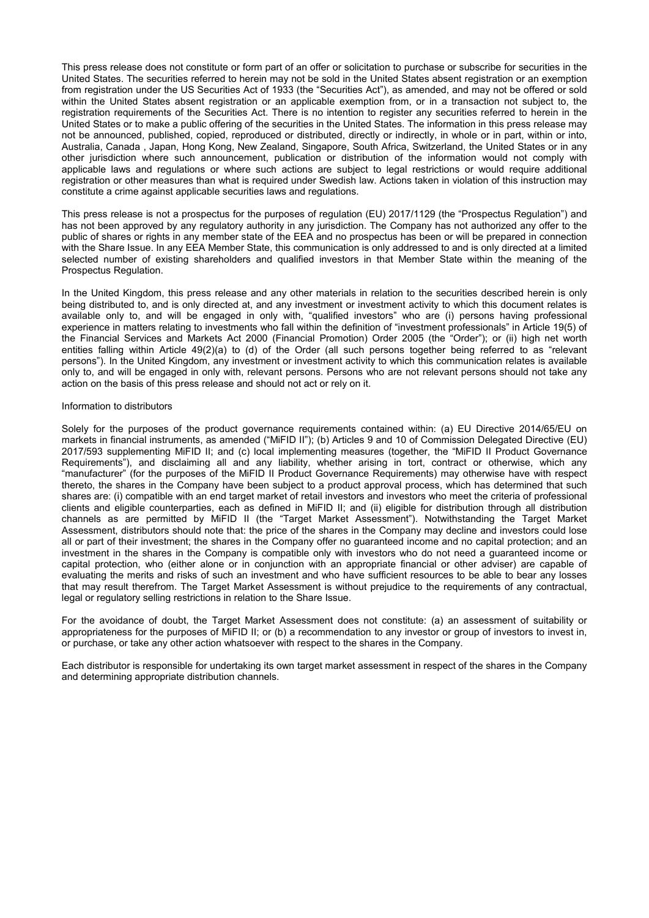This press release does not constitute or form part of an offer or solicitation to purchase or subscribe for securities in the United States. The securities referred to herein may not be sold in the United States absent registration or an exemption from registration under the US Securities Act of 1933 (the "Securities Act"), as amended, and may not be offered or sold within the United States absent registration or an applicable exemption from, or in a transaction not subject to, the registration requirements of the Securities Act. There is no intention to register any securities referred to herein in the United States or to make a public offering of the securities in the United States. The information in this press release may not be announced, published, copied, reproduced or distributed, directly or indirectly, in whole or in part, within or into, Australia, Canada , Japan, Hong Kong, New Zealand, Singapore, South Africa, Switzerland, the United States or in any other jurisdiction where such announcement, publication or distribution of the information would not comply with applicable laws and regulations or where such actions are subject to legal restrictions or would require additional registration or other measures than what is required under Swedish law. Actions taken in violation of this instruction may constitute a crime against applicable securities laws and regulations.

This press release is not a prospectus for the purposes of regulation (EU) 2017/1129 (the "Prospectus Regulation") and has not been approved by any regulatory authority in any jurisdiction. The Company has not authorized any offer to the public of shares or rights in any member state of the EEA and no prospectus has been or will be prepared in connection with the Share Issue. In any EEA Member State, this communication is only addressed to and is only directed at a limited selected number of existing shareholders and qualified investors in that Member State within the meaning of the Prospectus Regulation.

In the United Kingdom, this press release and any other materials in relation to the securities described herein is only being distributed to, and is only directed at, and any investment or investment activity to which this document relates is available only to, and will be engaged in only with, "qualified investors" who are (i) persons having professional experience in matters relating to investments who fall within the definition of "investment professionals" in Article 19(5) of the Financial Services and Markets Act 2000 (Financial Promotion) Order 2005 (the "Order"); or (ii) high net worth entities falling within Article 49(2)(a) to (d) of the Order (all such persons together being referred to as "relevant persons"). In the United Kingdom, any investment or investment activity to which this communication relates is available only to, and will be engaged in only with, relevant persons. Persons who are not relevant persons should not take any action on the basis of this press release and should not act or rely on it.

Information to distributors

Solely for the purposes of the product governance requirements contained within: (a) EU Directive 2014/65/EU on markets in financial instruments, as amended ("MiFID II"); (b) Articles 9 and 10 of Commission Delegated Directive (EU) 2017/593 supplementing MiFID II; and (c) local implementing measures (together, the "MiFID II Product Governance Requirements"), and disclaiming all and any liability, whether arising in tort, contract or otherwise, which any "manufacturer" (for the purposes of the MiFID II Product Governance Requirements) may otherwise have with respect thereto, the shares in the Company have been subject to a product approval process, which has determined that such shares are: (i) compatible with an end target market of retail investors and investors who meet the criteria of professional clients and eligible counterparties, each as defined in MiFID II; and (ii) eligible for distribution through all distribution channels as are permitted by MiFID II (the "Target Market Assessment"). Notwithstanding the Target Market Assessment, distributors should note that: the price of the shares in the Company may decline and investors could lose all or part of their investment; the shares in the Company offer no guaranteed income and no capital protection; and an investment in the shares in the Company is compatible only with investors who do not need a guaranteed income or capital protection, who (either alone or in conjunction with an appropriate financial or other adviser) are capable of evaluating the merits and risks of such an investment and who have sufficient resources to be able to bear any losses that may result therefrom. The Target Market Assessment is without prejudice to the requirements of any contractual, legal or regulatory selling restrictions in relation to the Share Issue.

For the avoidance of doubt, the Target Market Assessment does not constitute: (a) an assessment of suitability or appropriateness for the purposes of MiFID II; or (b) a recommendation to any investor or group of investors to invest in, or purchase, or take any other action whatsoever with respect to the shares in the Company.

Each distributor is responsible for undertaking its own target market assessment in respect of the shares in the Company and determining appropriate distribution channels.